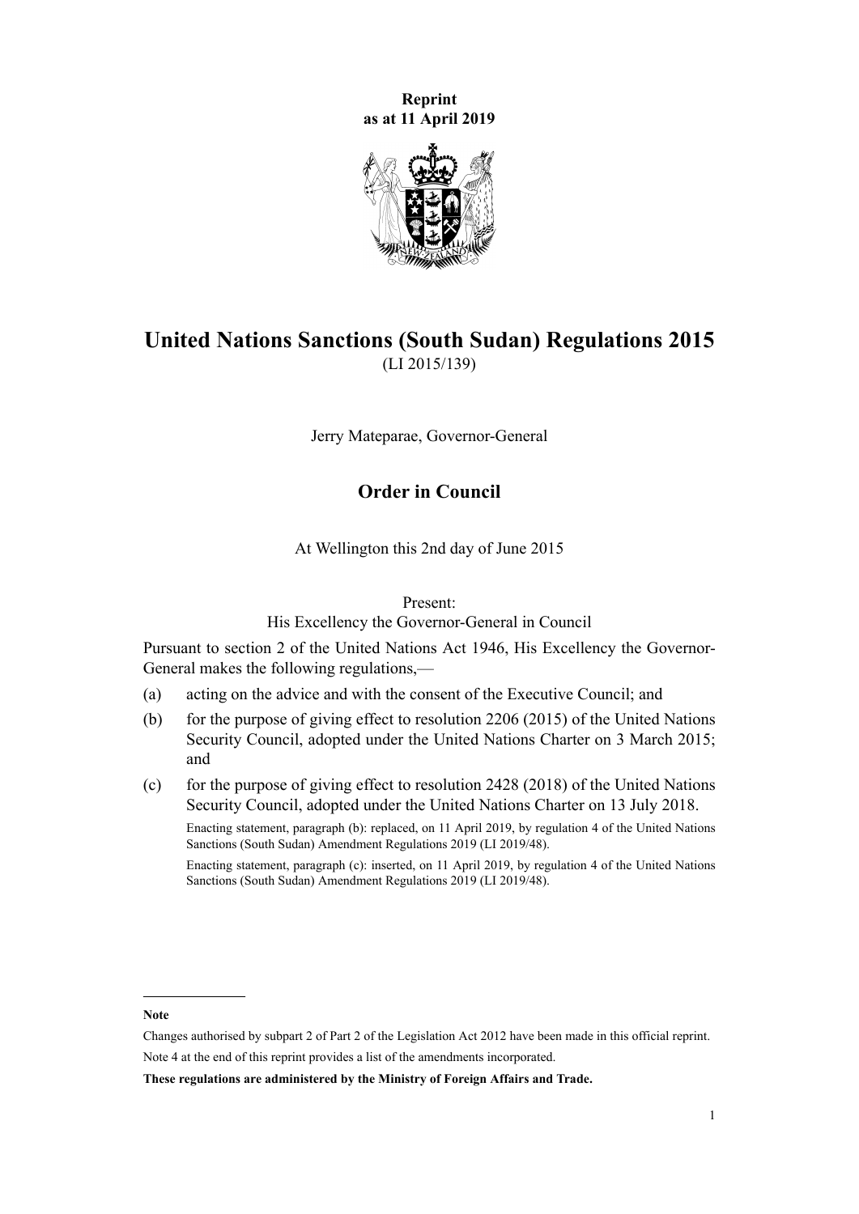**Reprint**
**as at 11 April 2019**

# United Nations Sanctions (South Sudan) Regulations 2015

(LI 2015/139)

Jerry Mateparae, Governor-General

## Order in Council

At Wellington this 2nd day of June 2015

Present:
His Excellency the Governor-General in Council

Pursuant to section 2 of the United Nations Act 1946, His Excellency the Governor-General makes the following regulations,—

(a) acting on the advice and with the consent of the Executive Council; and

(b) for the purpose of giving effect to resolution 2206 (2015) of the United Nations Security Council, adopted under the United Nations Charter on 3 March 2015; and

(c) for the purpose of giving effect to resolution 2428 (2018) of the United Nations Security Council, adopted under the United Nations Charter on 13 July 2018.

Enacting statement, paragraph (b): replaced, on 11 April 2019, by regulation 4 of the United Nations Sanctions (South Sudan) Amendment Regulations 2019 (LI 2019/48).

Enacting statement, paragraph (c): inserted, on 11 April 2019, by regulation 4 of the United Nations Sanctions (South Sudan) Amendment Regulations 2019 (LI 2019/48).

---

**Note**

Changes authorised by subpart 2 of Part 2 of the Legislation Act 2012 have been made in this official reprint.

Note 4 at the end of this reprint provides a list of the amendments incorporated.

**These regulations are administered by the Ministry of Foreign Affairs and Trade.**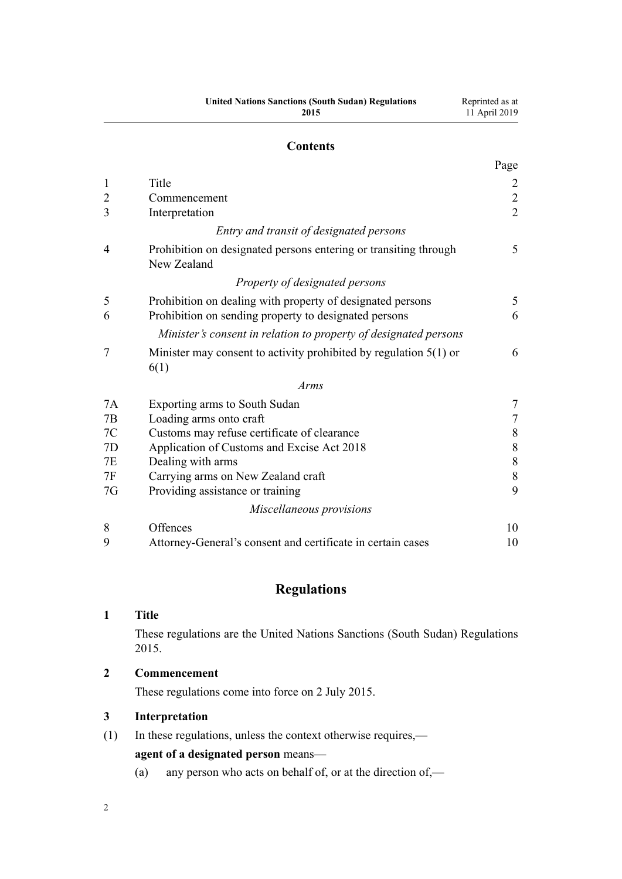## Contents

| | | Page |
|---|---|---|
| 1 | Title | 2 |
| 2 | Commencement | 2 |
| 3 | Interpretation | 2 |
| | *Entry and transit of designated persons* | |
| 4 | Prohibition on designated persons entering or transiting through New Zealand | 5 |
| | *Property of designated persons* | |
| 5 | Prohibition on dealing with property of designated persons | 5 |
| 6 | Prohibition on sending property to designated persons | 6 |
| | *Minister's consent in relation to property of designated persons* | |
| 7 | Minister may consent to activity prohibited by regulation 5(1) or 6(1) | 6 |
| | *Arms* | |
| 7A | Exporting arms to South Sudan | 7 |
| 7B | Loading arms onto craft | 7 |
| 7C | Customs may refuse certificate of clearance | 8 |
| 7D | Application of Customs and Excise Act 2018 | 8 |
| 7E | Dealing with arms | 8 |
| 7F | Carrying arms on New Zealand craft | 8 |
| 7G | Providing assistance or training | 9 |
| | *Miscellaneous provisions* | |
| 8 | Offences | 10 |
| 9 | Attorney-General's consent and certificate in certain cases | 10 |

# Regulations

### 1 Title

These regulations are the United Nations Sanctions (South Sudan) Regulations 2015.

### 2 Commencement

These regulations come into force on 2 July 2015.

### 3 Interpretation

(1) In these regulations, unless the context otherwise requires,—

**agent of a designated person** means—

(a) any person who acts on behalf of, or at the direction of,—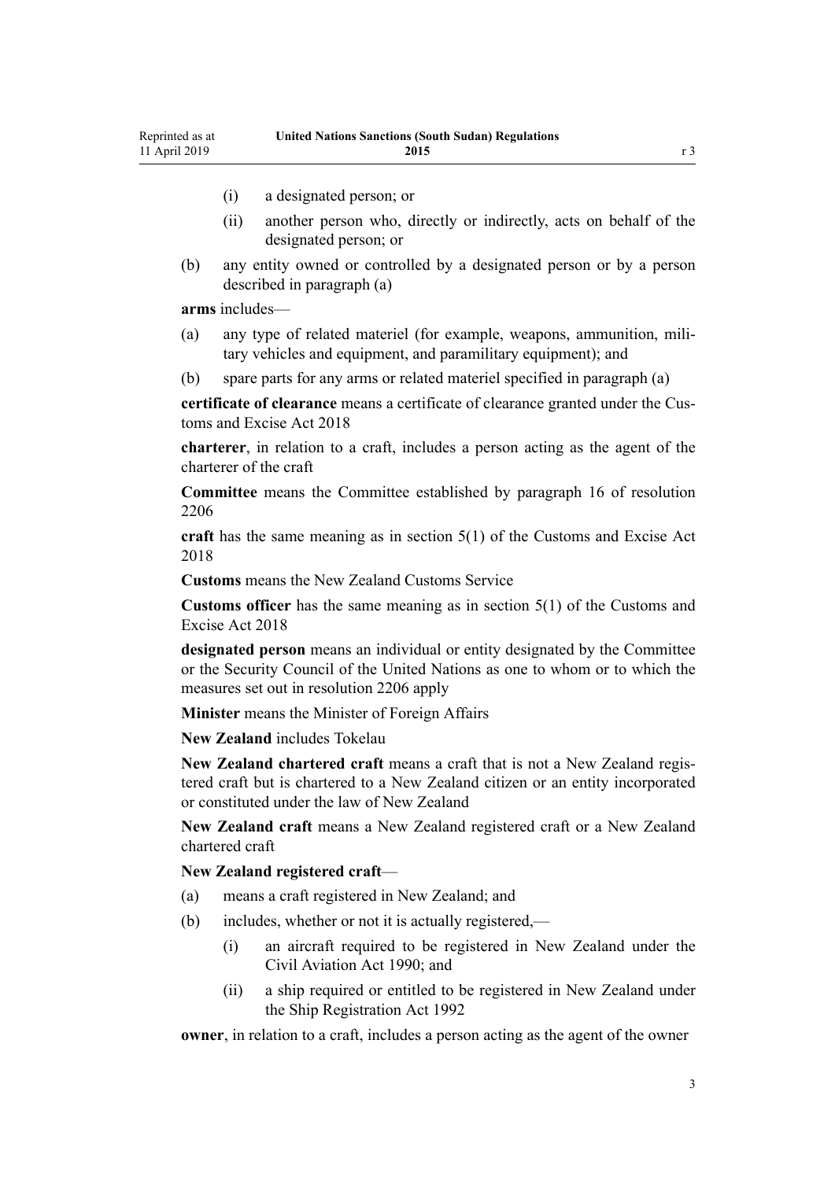(i) a designated person; or

(ii) another person who, directly or indirectly, acts on behalf of the designated person; or

(b) any entity owned or controlled by a designated person or by a person described in paragraph (a)

**arms** includes—

(a) any type of related materiel (for example, weapons, ammunition, military vehicles and equipment, and paramilitary equipment); and

(b) spare parts for any arms or related materiel specified in paragraph (a)

**certificate of clearance** means a certificate of clearance granted under the Customs and Excise Act 2018

**charterer**, in relation to a craft, includes a person acting as the agent of the charterer of the craft

**Committee** means the Committee established by paragraph 16 of resolution 2206

**craft** has the same meaning as in section 5(1) of the Customs and Excise Act 2018

**Customs** means the New Zealand Customs Service

**Customs officer** has the same meaning as in section 5(1) of the Customs and Excise Act 2018

**designated person** means an individual or entity designated by the Committee or the Security Council of the United Nations as one to whom or to which the measures set out in resolution 2206 apply

**Minister** means the Minister of Foreign Affairs

**New Zealand** includes Tokelau

**New Zealand chartered craft** means a craft that is not a New Zealand registered craft but is chartered to a New Zealand citizen or an entity incorporated or constituted under the law of New Zealand

**New Zealand craft** means a New Zealand registered craft or a New Zealand chartered craft

**New Zealand registered craft**—

(a) means a craft registered in New Zealand; and

(b) includes, whether or not it is actually registered,—

(i) an aircraft required to be registered in New Zealand under the Civil Aviation Act 1990; and

(ii) a ship required or entitled to be registered in New Zealand under the Ship Registration Act 1992

**owner**, in relation to a craft, includes a person acting as the agent of the owner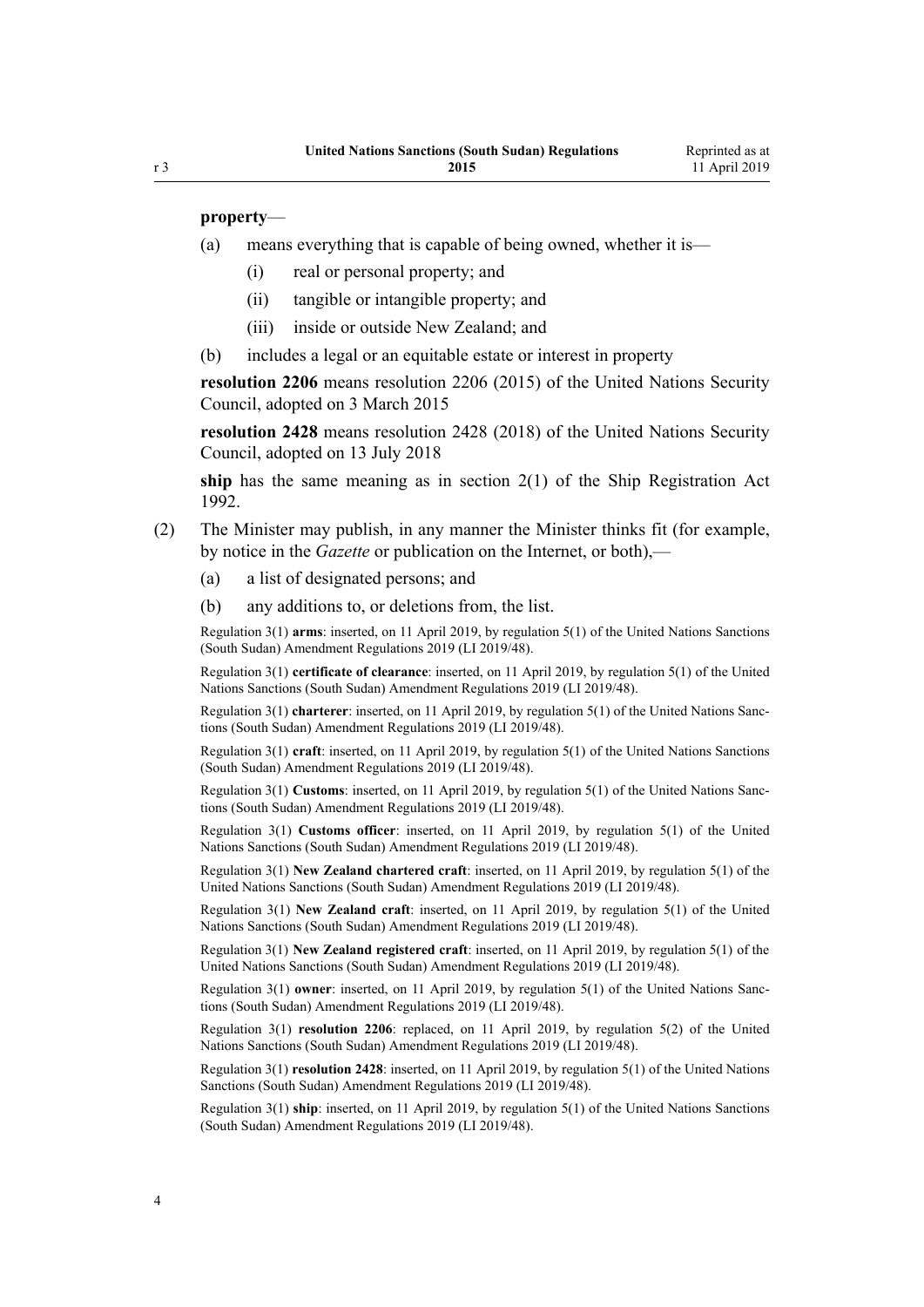**property**—

(a) means everything that is capable of being owned, whether it is—

  (i) real or personal property; and

  (ii) tangible or intangible property; and

  (iii) inside or outside New Zealand; and

(b) includes a legal or an equitable estate or interest in property

**resolution 2206** means resolution 2206 (2015) of the United Nations Security Council, adopted on 3 March 2015

**resolution 2428** means resolution 2428 (2018) of the United Nations Security Council, adopted on 13 July 2018

**ship** has the same meaning as in section 2(1) of the Ship Registration Act 1992.

(2) The Minister may publish, in any manner the Minister thinks fit (for example, by notice in the *Gazette* or publication on the Internet, or both),—

  (a) a list of designated persons; and

  (b) any additions to, or deletions from, the list.

Regulation 3(1) **arms**: inserted, on 11 April 2019, by regulation 5(1) of the United Nations Sanctions (South Sudan) Amendment Regulations 2019 (LI 2019/48).

Regulation 3(1) **certificate of clearance**: inserted, on 11 April 2019, by regulation 5(1) of the United Nations Sanctions (South Sudan) Amendment Regulations 2019 (LI 2019/48).

Regulation 3(1) **charterer**: inserted, on 11 April 2019, by regulation 5(1) of the United Nations Sanctions (South Sudan) Amendment Regulations 2019 (LI 2019/48).

Regulation 3(1) **craft**: inserted, on 11 April 2019, by regulation 5(1) of the United Nations Sanctions (South Sudan) Amendment Regulations 2019 (LI 2019/48).

Regulation 3(1) **Customs**: inserted, on 11 April 2019, by regulation 5(1) of the United Nations Sanctions (South Sudan) Amendment Regulations 2019 (LI 2019/48).

Regulation 3(1) **Customs officer**: inserted, on 11 April 2019, by regulation 5(1) of the United Nations Sanctions (South Sudan) Amendment Regulations 2019 (LI 2019/48).

Regulation 3(1) **New Zealand chartered craft**: inserted, on 11 April 2019, by regulation 5(1) of the United Nations Sanctions (South Sudan) Amendment Regulations 2019 (LI 2019/48).

Regulation 3(1) **New Zealand craft**: inserted, on 11 April 2019, by regulation 5(1) of the United Nations Sanctions (South Sudan) Amendment Regulations 2019 (LI 2019/48).

Regulation 3(1) **New Zealand registered craft**: inserted, on 11 April 2019, by regulation 5(1) of the United Nations Sanctions (South Sudan) Amendment Regulations 2019 (LI 2019/48).

Regulation 3(1) **owner**: inserted, on 11 April 2019, by regulation 5(1) of the United Nations Sanctions (South Sudan) Amendment Regulations 2019 (LI 2019/48).

Regulation 3(1) **resolution 2206**: replaced, on 11 April 2019, by regulation 5(2) of the United Nations Sanctions (South Sudan) Amendment Regulations 2019 (LI 2019/48).

Regulation 3(1) **resolution 2428**: inserted, on 11 April 2019, by regulation 5(1) of the United Nations Sanctions (South Sudan) Amendment Regulations 2019 (LI 2019/48).

Regulation 3(1) **ship**: inserted, on 11 April 2019, by regulation 5(1) of the United Nations Sanctions (South Sudan) Amendment Regulations 2019 (LI 2019/48).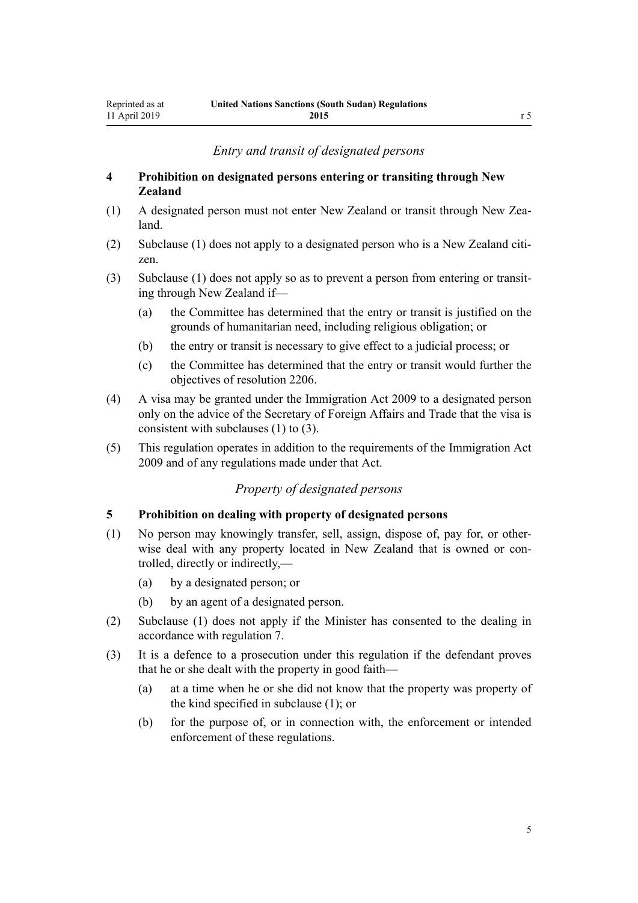*Entry and transit of designated persons*

**4 Prohibition on designated persons entering or transiting through New Zealand**

(1) A designated person must not enter New Zealand or transit through New Zealand.

(2) Subclause (1) does not apply to a designated person who is a New Zealand citizen.

(3) Subclause (1) does not apply so as to prevent a person from entering or transiting through New Zealand if—

- (a) the Committee has determined that the entry or transit is justified on the grounds of humanitarian need, including religious obligation; or
- (b) the entry or transit is necessary to give effect to a judicial process; or
- (c) the Committee has determined that the entry or transit would further the objectives of resolution 2206.

(4) A visa may be granted under the Immigration Act 2009 to a designated person only on the advice of the Secretary of Foreign Affairs and Trade that the visa is consistent with subclauses (1) to (3).

(5) This regulation operates in addition to the requirements of the Immigration Act 2009 and of any regulations made under that Act.

*Property of designated persons*

**5 Prohibition on dealing with property of designated persons**

(1) No person may knowingly transfer, sell, assign, dispose of, pay for, or otherwise deal with any property located in New Zealand that is owned or controlled, directly or indirectly,—

- (a) by a designated person; or
- (b) by an agent of a designated person.

(2) Subclause (1) does not apply if the Minister has consented to the dealing in accordance with regulation 7.

(3) It is a defence to a prosecution under this regulation if the defendant proves that he or she dealt with the property in good faith—

- (a) at a time when he or she did not know that the property was property of the kind specified in subclause (1); or
- (b) for the purpose of, or in connection with, the enforcement or intended enforcement of these regulations.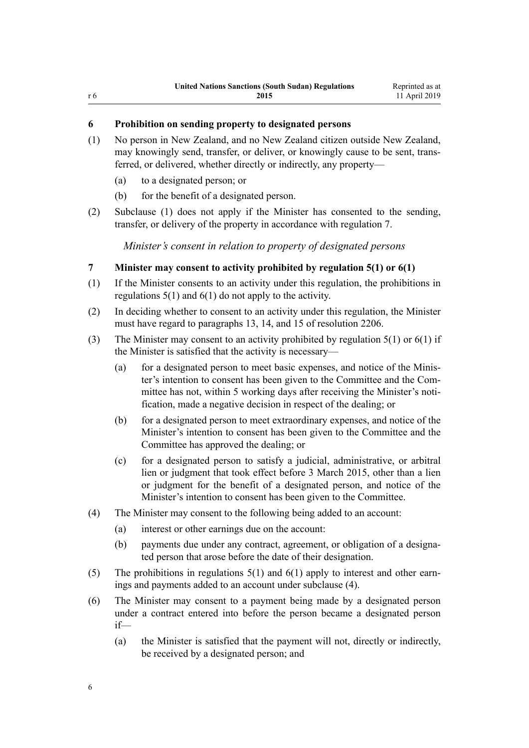## 6 Prohibition on sending property to designated persons

(1) No person in New Zealand, and no New Zealand citizen outside New Zealand, may knowingly send, transfer, or deliver, or knowingly cause to be sent, transferred, or delivered, whether directly or indirectly, any property—

(a) to a designated person; or

(b) for the benefit of a designated person.

(2) Subclause (1) does not apply if the Minister has consented to the sending, transfer, or delivery of the property in accordance with regulation 7.

*Minister's consent in relation to property of designated persons*

## 7 Minister may consent to activity prohibited by regulation 5(1) or 6(1)

(1) If the Minister consents to an activity under this regulation, the prohibitions in regulations 5(1) and 6(1) do not apply to the activity.

(2) In deciding whether to consent to an activity under this regulation, the Minister must have regard to paragraphs 13, 14, and 15 of resolution 2206.

(3) The Minister may consent to an activity prohibited by regulation 5(1) or 6(1) if the Minister is satisfied that the activity is necessary—

(a) for a designated person to meet basic expenses, and notice of the Minister's intention to consent has been given to the Committee and the Committee has not, within 5 working days after receiving the Minister's notification, made a negative decision in respect of the dealing; or

(b) for a designated person to meet extraordinary expenses, and notice of the Minister's intention to consent has been given to the Committee and the Committee has approved the dealing; or

(c) for a designated person to satisfy a judicial, administrative, or arbitral lien or judgment that took effect before 3 March 2015, other than a lien or judgment for the benefit of a designated person, and notice of the Minister's intention to consent has been given to the Committee.

(4) The Minister may consent to the following being added to an account:

(a) interest or other earnings due on the account:

(b) payments due under any contract, agreement, or obligation of a designated person that arose before the date of their designation.

(5) The prohibitions in regulations 5(1) and 6(1) apply to interest and other earnings and payments added to an account under subclause (4).

(6) The Minister may consent to a payment being made by a designated person under a contract entered into before the person became a designated person if—

(a) the Minister is satisfied that the payment will not, directly or indirectly, be received by a designated person; and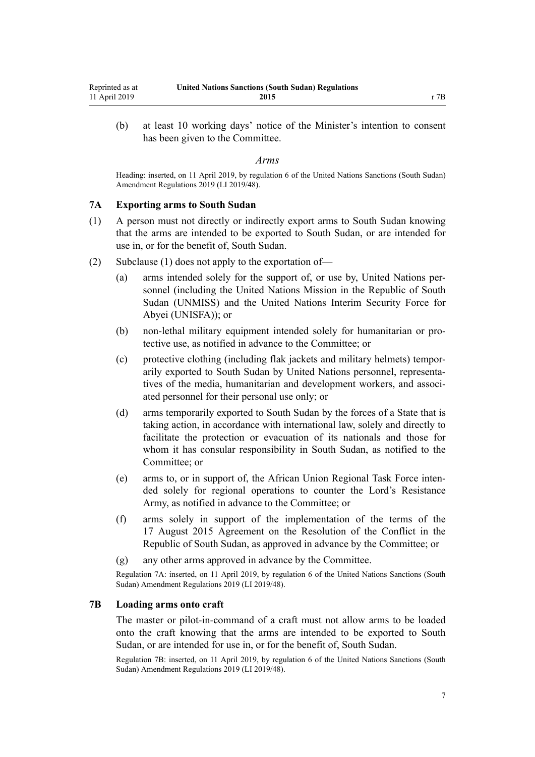(b) at least 10 working days' notice of the Minister's intention to consent has been given to the Committee.

*Arms*

Heading: inserted, on 11 April 2019, by regulation 6 of the United Nations Sanctions (South Sudan) Amendment Regulations 2019 (LI 2019/48).

### 7A Exporting arms to South Sudan

(1) A person must not directly or indirectly export arms to South Sudan knowing that the arms are intended to be exported to South Sudan, or are intended for use in, or for the benefit of, South Sudan.

(2) Subclause (1) does not apply to the exportation of—

(a) arms intended solely for the support of, or use by, United Nations personnel (including the United Nations Mission in the Republic of South Sudan (UNMISS) and the United Nations Interim Security Force for Abyei (UNISFA)); or

(b) non-lethal military equipment intended solely for humanitarian or protective use, as notified in advance to the Committee; or

(c) protective clothing (including flak jackets and military helmets) temporarily exported to South Sudan by United Nations personnel, representatives of the media, humanitarian and development workers, and associated personnel for their personal use only; or

(d) arms temporarily exported to South Sudan by the forces of a State that is taking action, in accordance with international law, solely and directly to facilitate the protection or evacuation of its nationals and those for whom it has consular responsibility in South Sudan, as notified to the Committee; or

(e) arms to, or in support of, the African Union Regional Task Force intended solely for regional operations to counter the Lord's Resistance Army, as notified in advance to the Committee; or

(f) arms solely in support of the implementation of the terms of the 17 August 2015 Agreement on the Resolution of the Conflict in the Republic of South Sudan, as approved in advance by the Committee; or

(g) any other arms approved in advance by the Committee.

Regulation 7A: inserted, on 11 April 2019, by regulation 6 of the United Nations Sanctions (South Sudan) Amendment Regulations 2019 (LI 2019/48).

### 7B Loading arms onto craft

The master or pilot-in-command of a craft must not allow arms to be loaded onto the craft knowing that the arms are intended to be exported to South Sudan, or are intended for use in, or for the benefit of, South Sudan.

Regulation 7B: inserted, on 11 April 2019, by regulation 6 of the United Nations Sanctions (South Sudan) Amendment Regulations 2019 (LI 2019/48).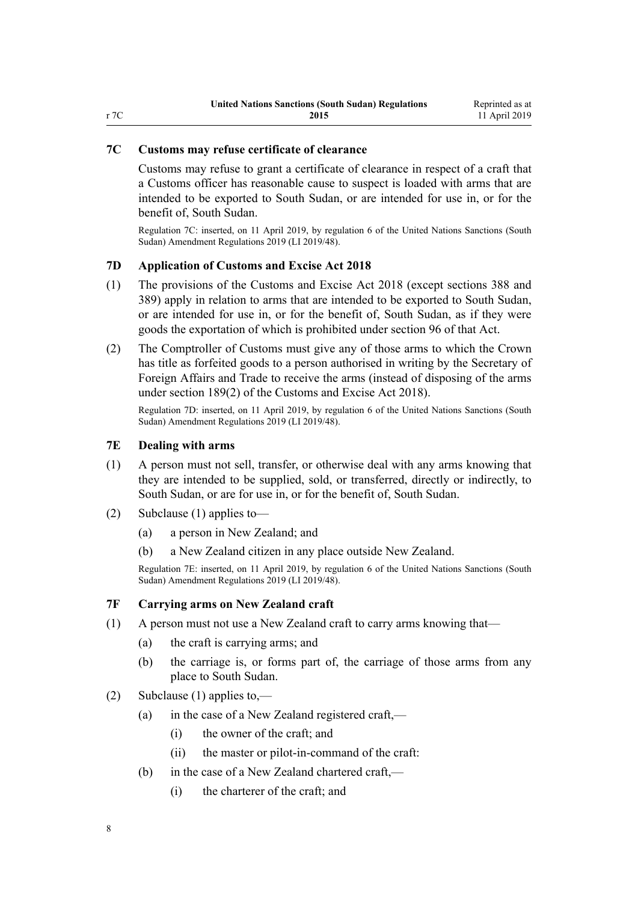### 7C Customs may refuse certificate of clearance

Customs may refuse to grant a certificate of clearance in respect of a craft that a Customs officer has reasonable cause to suspect is loaded with arms that are intended to be exported to South Sudan, or are intended for use in, or for the benefit of, South Sudan.

Regulation 7C: inserted, on 11 April 2019, by regulation 6 of the United Nations Sanctions (South Sudan) Amendment Regulations 2019 (LI 2019/48).

### 7D Application of Customs and Excise Act 2018

(1) The provisions of the Customs and Excise Act 2018 (except sections 388 and 389) apply in relation to arms that are intended to be exported to South Sudan, or are intended for use in, or for the benefit of, South Sudan, as if they were goods the exportation of which is prohibited under section 96 of that Act.

(2) The Comptroller of Customs must give any of those arms to which the Crown has title as forfeited goods to a person authorised in writing by the Secretary of Foreign Affairs and Trade to receive the arms (instead of disposing of the arms under section 189(2) of the Customs and Excise Act 2018).

Regulation 7D: inserted, on 11 April 2019, by regulation 6 of the United Nations Sanctions (South Sudan) Amendment Regulations 2019 (LI 2019/48).

### 7E Dealing with arms

(1) A person must not sell, transfer, or otherwise deal with any arms knowing that they are intended to be supplied, sold, or transferred, directly or indirectly, to South Sudan, or are for use in, or for the benefit of, South Sudan.

(2) Subclause (1) applies to—

(a) a person in New Zealand; and

(b) a New Zealand citizen in any place outside New Zealand.

Regulation 7E: inserted, on 11 April 2019, by regulation 6 of the United Nations Sanctions (South Sudan) Amendment Regulations 2019 (LI 2019/48).

### 7F Carrying arms on New Zealand craft

(1) A person must not use a New Zealand craft to carry arms knowing that—

(a) the craft is carrying arms; and

(b) the carriage is, or forms part of, the carriage of those arms from any place to South Sudan.

(2) Subclause (1) applies to,—

(a) in the case of a New Zealand registered craft,—

(i) the owner of the craft; and

(ii) the master or pilot-in-command of the craft:

(b) in the case of a New Zealand chartered craft,—

(i) the charterer of the craft; and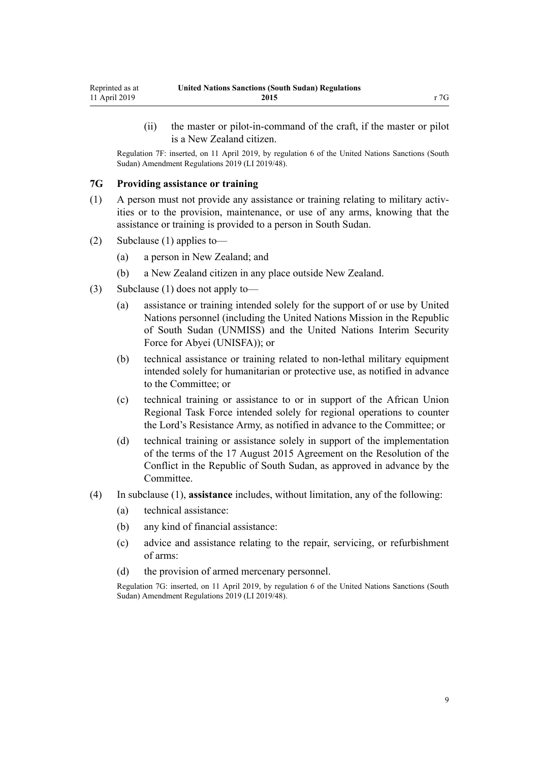(ii) the master or pilot-in-command of the craft, if the master or pilot is a New Zealand citizen.

Regulation 7F: inserted, on 11 April 2019, by regulation 6 of the United Nations Sanctions (South Sudan) Amendment Regulations 2019 (LI 2019/48).

### 7G Providing assistance or training

(1) A person must not provide any assistance or training relating to military activities or to the provision, maintenance, or use of any arms, knowing that the assistance or training is provided to a person in South Sudan.

(2) Subclause (1) applies to—

- (a) a person in New Zealand; and
- (b) a New Zealand citizen in any place outside New Zealand.

(3) Subclause (1) does not apply to—

- (a) assistance or training intended solely for the support of or use by United Nations personnel (including the United Nations Mission in the Republic of South Sudan (UNMISS) and the United Nations Interim Security Force for Abyei (UNISFA)); or
- (b) technical assistance or training related to non-lethal military equipment intended solely for humanitarian or protective use, as notified in advance to the Committee; or
- (c) technical training or assistance to or in support of the African Union Regional Task Force intended solely for regional operations to counter the Lord's Resistance Army, as notified in advance to the Committee; or
- (d) technical training or assistance solely in support of the implementation of the terms of the 17 August 2015 Agreement on the Resolution of the Conflict in the Republic of South Sudan, as approved in advance by the Committee.

(4) In subclause (1), **assistance** includes, without limitation, any of the following:

- (a) technical assistance:
- (b) any kind of financial assistance:
- (c) advice and assistance relating to the repair, servicing, or refurbishment of arms:
- (d) the provision of armed mercenary personnel.

Regulation 7G: inserted, on 11 April 2019, by regulation 6 of the United Nations Sanctions (South Sudan) Amendment Regulations 2019 (LI 2019/48).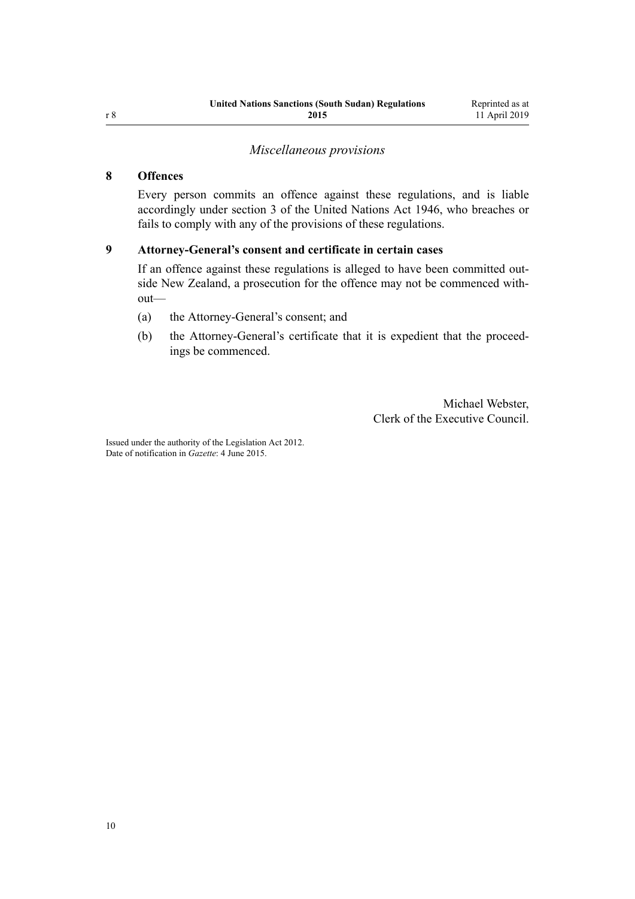*Miscellaneous provisions*

### 8 Offences

Every person commits an offence against these regulations, and is liable accordingly under section 3 of the United Nations Act 1946, who breaches or fails to comply with any of the provisions of these regulations.

### 9 Attorney-General's consent and certificate in certain cases

If an offence against these regulations is alleged to have been committed outside New Zealand, a prosecution for the offence may not be commenced without—

(a) the Attorney-General's consent; and

(b) the Attorney-General's certificate that it is expedient that the proceedings be commenced.

Michael Webster,
Clerk of the Executive Council.

Issued under the authority of the Legislation Act 2012.
Date of notification in *Gazette*: 4 June 2015.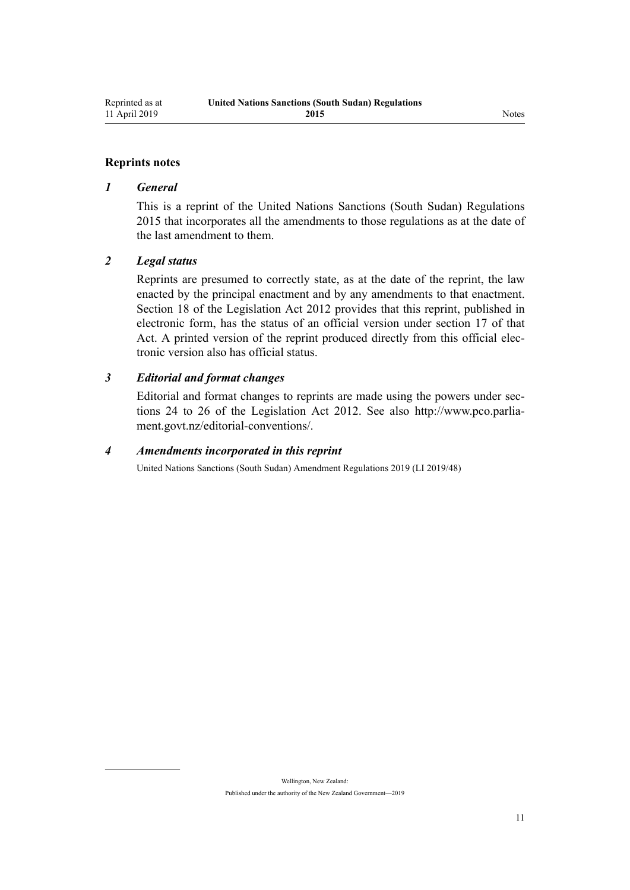## Reprints notes

### *1 General*

This is a reprint of the United Nations Sanctions (South Sudan) Regulations 2015 that incorporates all the amendments to those regulations as at the date of the last amendment to them.

### *2 Legal status*

Reprints are presumed to correctly state, as at the date of the reprint, the law enacted by the principal enactment and by any amendments to that enactment. Section 18 of the Legislation Act 2012 provides that this reprint, published in electronic form, has the status of an official version under section 17 of that Act. A printed version of the reprint produced directly from this official electronic version also has official status.

### *3 Editorial and format changes*

Editorial and format changes to reprints are made using the powers under sections 24 to 26 of the Legislation Act 2012. See also http://www.pco.parliament.govt.nz/editorial-conventions/.

### *4 Amendments incorporated in this reprint*

United Nations Sanctions (South Sudan) Amendment Regulations 2019 (LI 2019/48)

Wellington, New Zealand:

Published under the authority of the New Zealand Government—2019